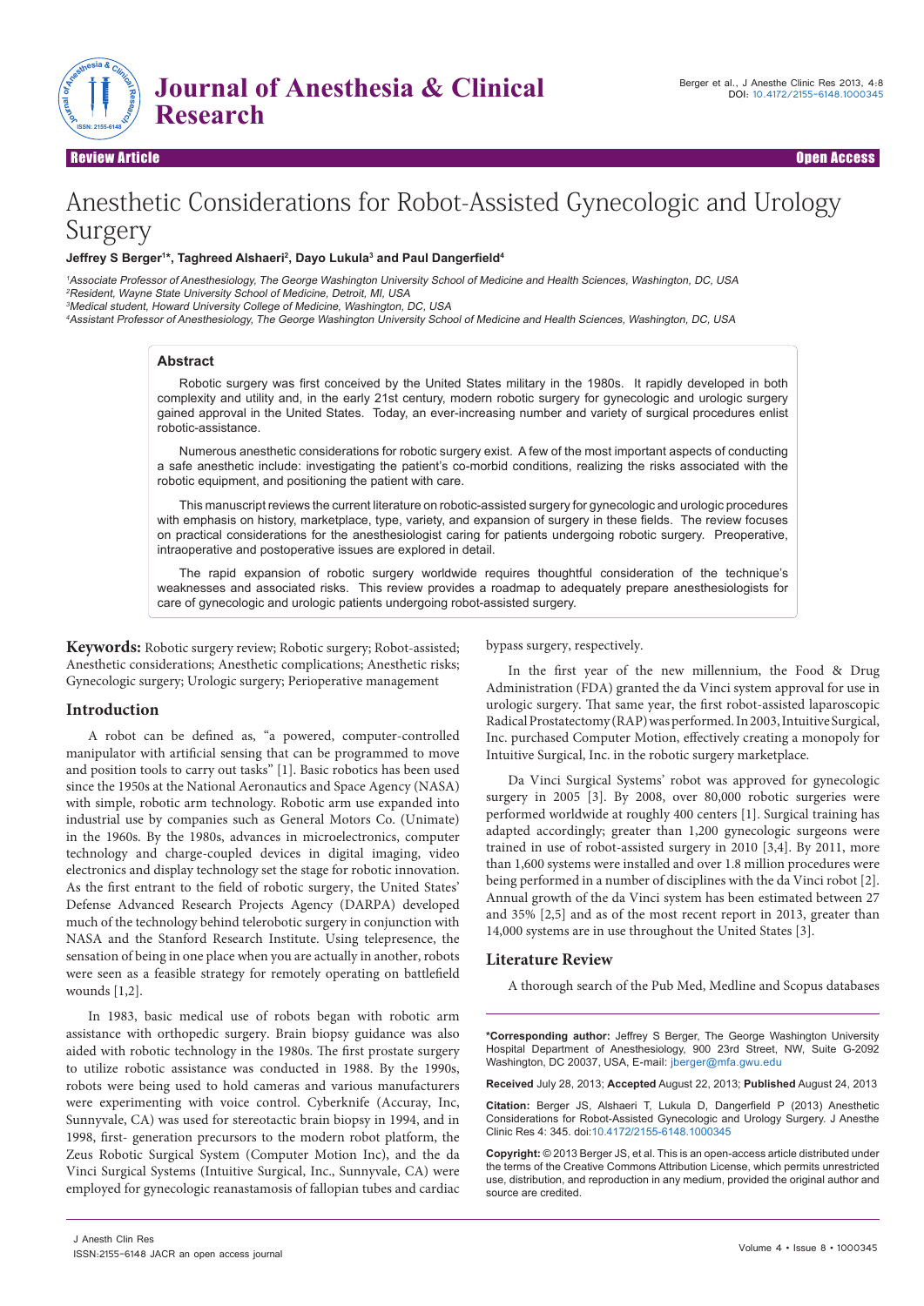Review Article — Open Access

# Anesthetic Considerations for Robot-Assisted Gynecologic and Urology Surgery

**Jeffrey S Berger[1]*, Taghreed Alshaeri[2], Dayo Lukula[3] and Paul Dangerfield[4]**

[1]*Associate Professor of Anesthesiology, The George Washington University School of Medicine and Health Sciences, Washington, DC, USA*
[2]*Resident, Wayne State University School of Medicine, Detroit, MI, USA*
[3]*Medical student, Howard University College of Medicine, Washington, DC, USA*
[4]*Assistant Professor of Anesthesiology, The George Washington University School of Medicine and Health Sciences, Washington, DC, USA*

## Abstract

Robotic surgery was first conceived by the United States military in the 1980s. It rapidly developed in both complexity and utility and, in the early 21st century, modern robotic surgery for gynecologic and urologic surgery gained approval in the United States. Today, an ever-increasing number and variety of surgical procedures enlist robotic-assistance.

Numerous anesthetic considerations for robotic surgery exist. A few of the most important aspects of conducting a safe anesthetic include: investigating the patient's co-morbid conditions, realizing the risks associated with the robotic equipment, and positioning the patient with care.

This manuscript reviews the current literature on robotic-assisted surgery for gynecologic and urologic procedures with emphasis on history, marketplace, type, variety, and expansion of surgery in these fields. The review focuses on practical considerations for the anesthesiologist caring for patients undergoing robotic surgery. Preoperative, intraoperative and postoperative issues are explored in detail.

The rapid expansion of robotic surgery worldwide requires thoughtful consideration of the technique's weaknesses and associated risks. This review provides a roadmap to adequately prepare anesthesiologists for care of gynecologic and urologic patients undergoing robot-assisted surgery.

**Keywords:** Robotic surgery review; Robotic surgery; Robot-assisted; Anesthetic considerations; Anesthetic complications; Anesthetic risks; Gynecologic surgery; Urologic surgery; Perioperative management

## Introduction

A robot can be defined as, "a powered, computer-controlled manipulator with artificial sensing that can be programmed to move and position tools to carry out tasks" [1]. Basic robotics has been used since the 1950s at the National Aeronautics and Space Agency (NASA) with simple, robotic arm technology. Robotic arm use expanded into industrial use by companies such as General Motors Co. (Unimate) in the 1960s. By the 1980s, advances in microelectronics, computer technology and charge-coupled devices in digital imaging, video electronics and display technology set the stage for robotic innovation. As the first entrant to the field of robotic surgery, the United States' Defense Advanced Research Projects Agency (DARPA) developed much of the technology behind telerobotic surgery in conjunction with NASA and the Stanford Research Institute. Using telepresence, the sensation of being in one place when you are actually in another, robots were seen as a feasible strategy for remotely operating on battlefield wounds [1,2].

In 1983, basic medical use of robots began with robotic arm assistance with orthopedic surgery. Brain biopsy guidance was also aided with robotic technology in the 1980s. The first prostate surgery to utilize robotic assistance was conducted in 1988. By the 1990s, robots were being used to hold cameras and various manufacturers were experimenting with voice control. Cyberknife (Accuray, Inc, Sunnyvale, CA) was used for stereotactic brain biopsy in 1994, and in 1998, first- generation precursors to the modern robot platform, the Zeus Robotic Surgical System (Computer Motion Inc), and the da Vinci Surgical Systems (Intuitive Surgical, Inc., Sunnyvale, CA) were employed for gynecologic reanastamosis of fallopian tubes and cardiac bypass surgery, respectively.

In the first year of the new millennium, the Food & Drug Administration (FDA) granted the da Vinci system approval for use in urologic surgery. That same year, the first robot-assisted laparoscopic Radical Prostatectomy (RAP) was performed. In 2003, Intuitive Surgical, Inc. purchased Computer Motion, effectively creating a monopoly for Intuitive Surgical, Inc. in the robotic surgery marketplace.

Da Vinci Surgical Systems' robot was approved for gynecologic surgery in 2005 [3]. By 2008, over 80,000 robotic surgeries were performed worldwide at roughly 400 centers [1]. Surgical training has adapted accordingly; greater than 1,200 gynecologic surgeons were trained in use of robot-assisted surgery in 2010 [3,4]. By 2011, more than 1,600 systems were installed and over 1.8 million procedures were being performed in a number of disciplines with the da Vinci robot [2]. Annual growth of the da Vinci system has been estimated between 27 and 35% [2,5] and as of the most recent report in 2013, greater than 14,000 systems are in use throughout the United States [3].

## Literature Review

A thorough search of the Pub Med, Medline and Scopus databases

---

**\*Corresponding author:** Jeffrey S Berger, The George Washington University Hospital Department of Anesthesiology, 900 23rd Street, NW, Suite G-2092 Washington, DC 20037, USA, E-mail: jberger@mfa.gwu.edu

**Received** July 28, 2013; **Accepted** August 22, 2013; **Published** August 24, 2013

**Citation:** Berger JS, Alshaeri T, Lukula D, Dangerfield P (2013) Anesthetic Considerations for Robot-Assisted Gynecologic and Urology Surgery. J Anesthe Clinic Res 4: 345. doi:10.4172/2155-6148.1000345

**Copyright:** © 2013 Berger JS, et al. This is an open-access article distributed under the terms of the Creative Commons Attribution License, which permits unrestricted use, distribution, and reproduction in any medium, provided the original author and source are credited.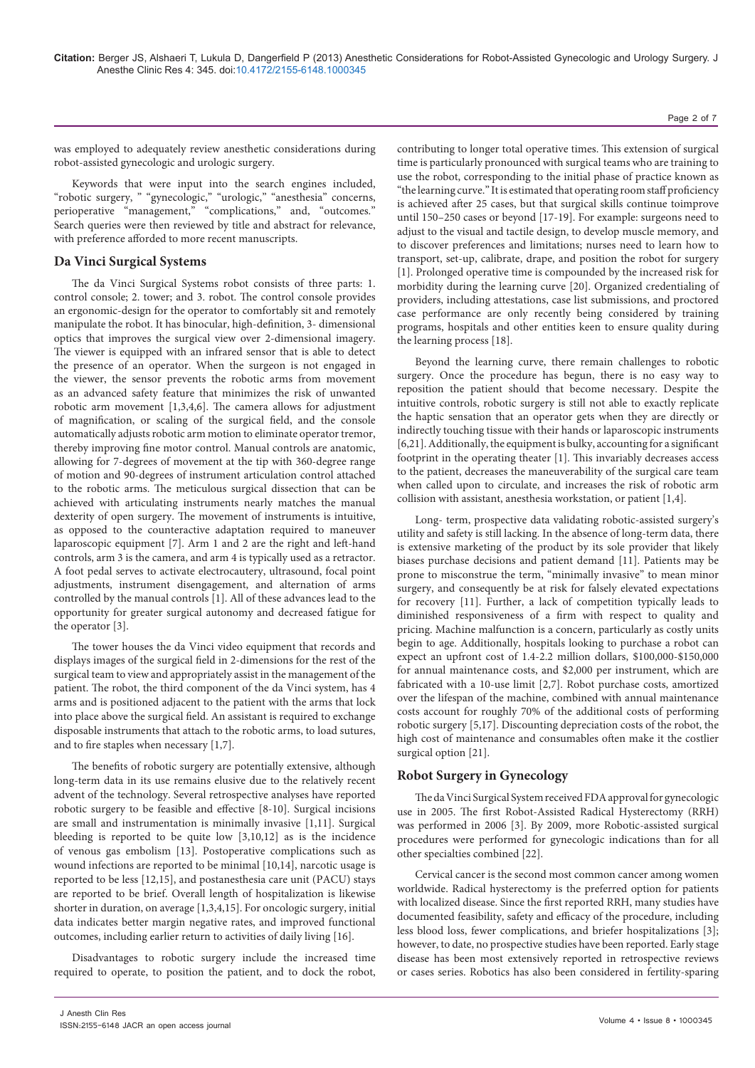was employed to adequately review anesthetic considerations during robot-assisted gynecologic and urologic surgery.

Keywords that were input into the search engines included, "robotic surgery, " "gynecologic," "urologic," "anesthesia" concerns, perioperative "management," "complications," and, "outcomes." Search queries were then reviewed by title and abstract for relevance, with preference afforded to more recent manuscripts.

## Da Vinci Surgical Systems

The da Vinci Surgical Systems robot consists of three parts: 1. control console; 2. tower; and 3. robot. The control console provides an ergonomic-design for the operator to comfortably sit and remotely manipulate the robot. It has binocular, high-definition, 3- dimensional optics that improves the surgical view over 2-dimensional imagery. The viewer is equipped with an infrared sensor that is able to detect the presence of an operator. When the surgeon is not engaged in the viewer, the sensor prevents the robotic arms from movement as an advanced safety feature that minimizes the risk of unwanted robotic arm movement [1,3,4,6]. The camera allows for adjustment of magnification, or scaling of the surgical field, and the console automatically adjusts robotic arm motion to eliminate operator tremor, thereby improving fine motor control. Manual controls are anatomic, allowing for 7-degrees of movement at the tip with 360-degree range of motion and 90-degrees of instrument articulation control attached to the robotic arms. The meticulous surgical dissection that can be achieved with articulating instruments nearly matches the manual dexterity of open surgery. The movement of instruments is intuitive, as opposed to the counteractive adaptation required to maneuver laparoscopic equipment [7]. Arm 1 and 2 are the right and left-hand controls, arm 3 is the camera, and arm 4 is typically used as a retractor. A foot pedal serves to activate electrocautery, ultrasound, focal point adjustments, instrument disengagement, and alternation of arms controlled by the manual controls [1]. All of these advances lead to the opportunity for greater surgical autonomy and decreased fatigue for the operator [3].

The tower houses the da Vinci video equipment that records and displays images of the surgical field in 2-dimensions for the rest of the surgical team to view and appropriately assist in the management of the patient. The robot, the third component of the da Vinci system, has 4 arms and is positioned adjacent to the patient with the arms that lock into place above the surgical field. An assistant is required to exchange disposable instruments that attach to the robotic arms, to load sutures, and to fire staples when necessary [1,7].

The benefits of robotic surgery are potentially extensive, although long-term data in its use remains elusive due to the relatively recent advent of the technology. Several retrospective analyses have reported robotic surgery to be feasible and effective [8-10]. Surgical incisions are small and instrumentation is minimally invasive [1,11]. Surgical bleeding is reported to be quite low [3,10,12] as is the incidence of venous gas embolism [13]. Postoperative complications such as wound infections are reported to be minimal [10,14], narcotic usage is reported to be less [12,15], and postanesthesia care unit (PACU) stays are reported to be brief. Overall length of hospitalization is likewise shorter in duration, on average [1,3,4,15]. For oncologic surgery, initial data indicates better margin negative rates, and improved functional outcomes, including earlier return to activities of daily living [16].

Disadvantages to robotic surgery include the increased time required to operate, to position the patient, and to dock the robot, contributing to longer total operative times. This extension of surgical time is particularly pronounced with surgical teams who are training to use the robot, corresponding to the initial phase of practice known as "the learning curve." It is estimated that operating room staff proficiency is achieved after 25 cases, but that surgical skills continue toimprove until 150–250 cases or beyond [17-19]. For example: surgeons need to adjust to the visual and tactile design, to develop muscle memory, and to discover preferences and limitations; nurses need to learn how to transport, set-up, calibrate, drape, and position the robot for surgery [1]. Prolonged operative time is compounded by the increased risk for morbidity during the learning curve [20]. Organized credentialing of providers, including attestations, case list submissions, and proctored case performance are only recently being considered by training programs, hospitals and other entities keen to ensure quality during the learning process [18].

Beyond the learning curve, there remain challenges to robotic surgery. Once the procedure has begun, there is no easy way to reposition the patient should that become necessary. Despite the intuitive controls, robotic surgery is still not able to exactly replicate the haptic sensation that an operator gets when they are directly or indirectly touching tissue with their hands or laparoscopic instruments [6,21]. Additionally, the equipment is bulky, accounting for a significant footprint in the operating theater [1]. This invariably decreases access to the patient, decreases the maneuverability of the surgical care team when called upon to circulate, and increases the risk of robotic arm collision with assistant, anesthesia workstation, or patient [1,4].

Long- term, prospective data validating robotic-assisted surgery's utility and safety is still lacking. In the absence of long-term data, there is extensive marketing of the product by its sole provider that likely biases purchase decisions and patient demand [11]. Patients may be prone to misconstrue the term, "minimally invasive" to mean minor surgery, and consequently be at risk for falsely elevated expectations for recovery [11]. Further, a lack of competition typically leads to diminished responsiveness of a firm with respect to quality and pricing. Machine malfunction is a concern, particularly as costly units begin to age. Additionally, hospitals looking to purchase a robot can expect an upfront cost of 1.4-2.2 million dollars, $100,000-$150,000 for annual maintenance costs, and $2,000 per instrument, which are fabricated with a 10-use limit [2,7]. Robot purchase costs, amortized over the lifespan of the machine, combined with annual maintenance costs account for roughly 70% of the additional costs of performing robotic surgery [5,17]. Discounting depreciation costs of the robot, the high cost of maintenance and consumables often make it the costlier surgical option [21].

## Robot Surgery in Gynecology

The da Vinci Surgical System received FDA approval for gynecologic use in 2005. The first Robot-Assisted Radical Hysterectomy (RRH) was performed in 2006 [3]. By 2009, more Robotic-assisted surgical procedures were performed for gynecologic indications than for all other specialties combined [22].

Cervical cancer is the second most common cancer among women worldwide. Radical hysterectomy is the preferred option for patients with localized disease. Since the first reported RRH, many studies have documented feasibility, safety and efficacy of the procedure, including less blood loss, fewer complications, and briefer hospitalizations [3]; however, to date, no prospective studies have been reported. Early stage disease has been most extensively reported in retrospective reviews or cases series. Robotics has also been considered in fertility-sparing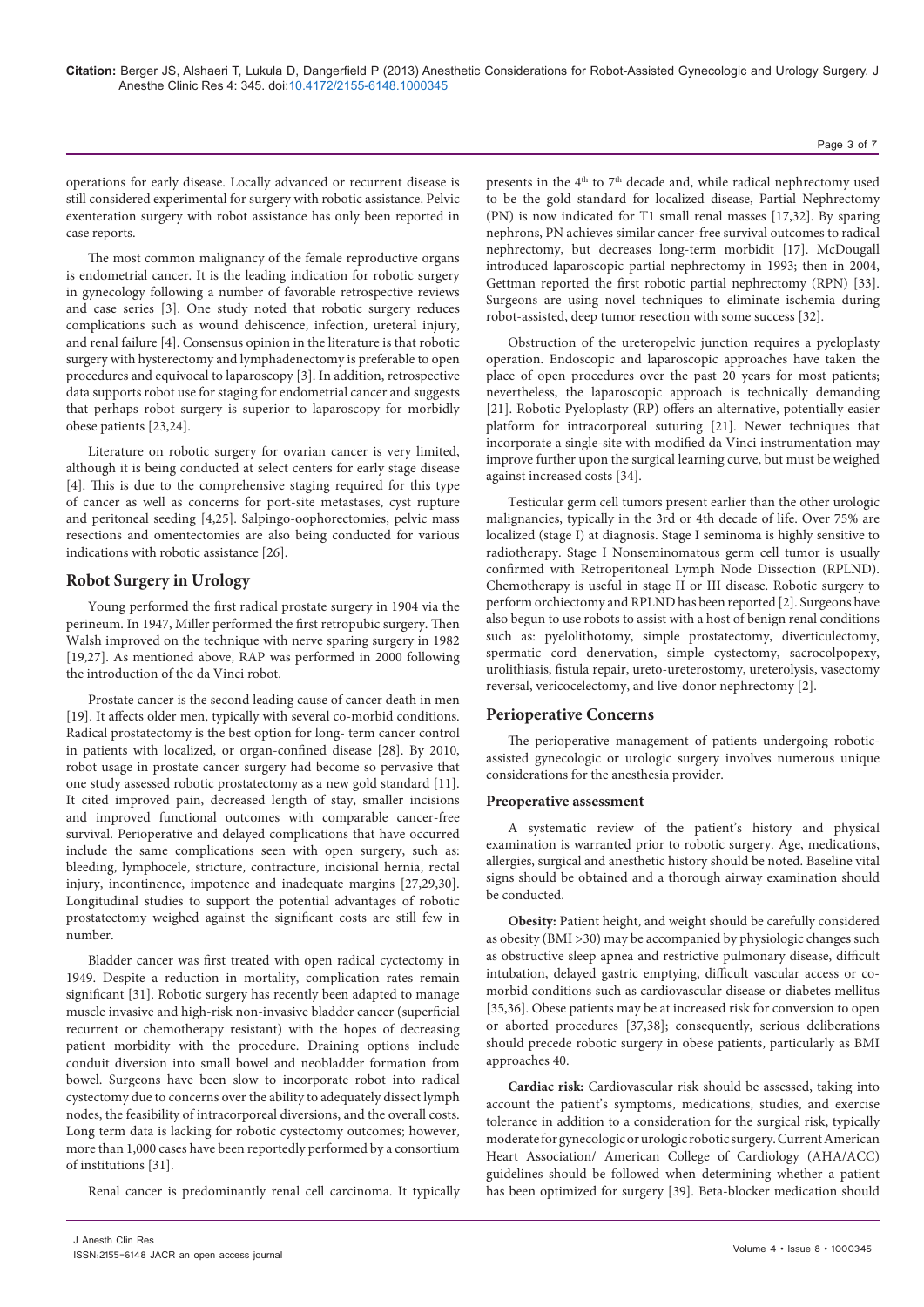operations for early disease. Locally advanced or recurrent disease is still considered experimental for surgery with robotic assistance. Pelvic exenteration surgery with robot assistance has only been reported in case reports.

The most common malignancy of the female reproductive organs is endometrial cancer. It is the leading indication for robotic surgery in gynecology following a number of favorable retrospective reviews and case series [3]. One study noted that robotic surgery reduces complications such as wound dehiscence, infection, ureteral injury, and renal failure [4]. Consensus opinion in the literature is that robotic surgery with hysterectomy and lymphadenectomy is preferable to open procedures and equivocal to laparoscopy [3]. In addition, retrospective data supports robot use for staging for endometrial cancer and suggests that perhaps robot surgery is superior to laparoscopy for morbidly obese patients [23,24].

Literature on robotic surgery for ovarian cancer is very limited, although it is being conducted at select centers for early stage disease [4]. This is due to the comprehensive staging required for this type of cancer as well as concerns for port-site metastases, cyst rupture and peritoneal seeding [4,25]. Salpingo-oophorectomies, pelvic mass resections and omentectomies are also being conducted for various indications with robotic assistance [26].

## Robot Surgery in Urology

Young performed the first radical prostate surgery in 1904 via the perineum. In 1947, Miller performed the first retropubic surgery. Then Walsh improved on the technique with nerve sparing surgery in 1982 [19,27]. As mentioned above, RAP was performed in 2000 following the introduction of the da Vinci robot.

Prostate cancer is the second leading cause of cancer death in men [19]. It affects older men, typically with several co-morbid conditions. Radical prostatectomy is the best option for long- term cancer control in patients with localized, or organ-confined disease [28]. By 2010, robot usage in prostate cancer surgery had become so pervasive that one study assessed robotic prostatectomy as a new gold standard [11]. It cited improved pain, decreased length of stay, smaller incisions and improved functional outcomes with comparable cancer-free survival. Perioperative and delayed complications that have occurred include the same complications seen with open surgery, such as: bleeding, lymphocele, stricture, contracture, incisional hernia, rectal injury, incontinence, impotence and inadequate margins [27,29,30]. Longitudinal studies to support the potential advantages of robotic prostatectomy weighed against the significant costs are still few in number.

Bladder cancer was first treated with open radical cyctectomy in 1949. Despite a reduction in mortality, complication rates remain significant [31]. Robotic surgery has recently been adapted to manage muscle invasive and high-risk non-invasive bladder cancer (superficial recurrent or chemotherapy resistant) with the hopes of decreasing patient morbidity with the procedure. Draining options include conduit diversion into small bowel and neobladder formation from bowel. Surgeons have been slow to incorporate robot into radical cystectomy due to concerns over the ability to adequately dissect lymph nodes, the feasibility of intracorporeal diversions, and the overall costs. Long term data is lacking for robotic cystectomy outcomes; however, more than 1,000 cases have been reportedly performed by a consortium of institutions [31].

Renal cancer is predominantly renal cell carcinoma. It typically presents in the 4th to 7th decade and, while radical nephrectomy used to be the gold standard for localized disease, Partial Nephrectomy (PN) is now indicated for T1 small renal masses [17,32]. By sparing nephrons, PN achieves similar cancer-free survival outcomes to radical nephrectomy, but decreases long-term morbidit [17]. McDougall introduced laparoscopic partial nephrectomy in 1993; then in 2004, Gettman reported the first robotic partial nephrectomy (RPN) [33]. Surgeons are using novel techniques to eliminate ischemia during robot-assisted, deep tumor resection with some success [32].

Obstruction of the ureteropelvic junction requires a pyeloplasty operation. Endoscopic and laparoscopic approaches have taken the place of open procedures over the past 20 years for most patients; nevertheless, the laparoscopic approach is technically demanding [21]. Robotic Pyeloplasty (RP) offers an alternative, potentially easier platform for intracorporeal suturing [21]. Newer techniques that incorporate a single-site with modified da Vinci instrumentation may improve further upon the surgical learning curve, but must be weighed against increased costs [34].

Testicular germ cell tumors present earlier than the other urologic malignancies, typically in the 3rd or 4th decade of life. Over 75% are localized (stage I) at diagnosis. Stage I seminoma is highly sensitive to radiotherapy. Stage I Nonseminomatous germ cell tumor is usually confirmed with Retroperitoneal Lymph Node Dissection (RPLND). Chemotherapy is useful in stage II or III disease. Robotic surgery to perform orchiectomy and RPLND has been reported [2]. Surgeons have also begun to use robots to assist with a host of benign renal conditions such as: pyelolithotomy, simple prostatectomy, diverticulectomy, spermatic cord denervation, simple cystectomy, sacrocolpopexy, urolithiasis, fistula repair, ureto-ureterostomy, ureterolysis, vasectomy reversal, vericocelectomy, and live-donor nephrectomy [2].

## Perioperative Concerns

The perioperative management of patients undergoing robotic-assisted gynecologic or urologic surgery involves numerous unique considerations for the anesthesia provider.

### Preoperative assessment

A systematic review of the patient's history and physical examination is warranted prior to robotic surgery. Age, medications, allergies, surgical and anesthetic history should be noted. Baseline vital signs should be obtained and a thorough airway examination should be conducted.

**Obesity:** Patient height, and weight should be carefully considered as obesity (BMI >30) may be accompanied by physiologic changes such as obstructive sleep apnea and restrictive pulmonary disease, difficult intubation, delayed gastric emptying, difficult vascular access or co-morbid conditions such as cardiovascular disease or diabetes mellitus [35,36]. Obese patients may be at increased risk for conversion to open or aborted procedures [37,38]; consequently, serious deliberations should precede robotic surgery in obese patients, particularly as BMI approaches 40.

**Cardiac risk:** Cardiovascular risk should be assessed, taking into account the patient's symptoms, medications, studies, and exercise tolerance in addition to a consideration for the surgical risk, typically moderate for gynecologic or urologic robotic surgery. Current American Heart Association/ American College of Cardiology (AHA/ACC) guidelines should be followed when determining whether a patient has been optimized for surgery [39]. Beta-blocker medication should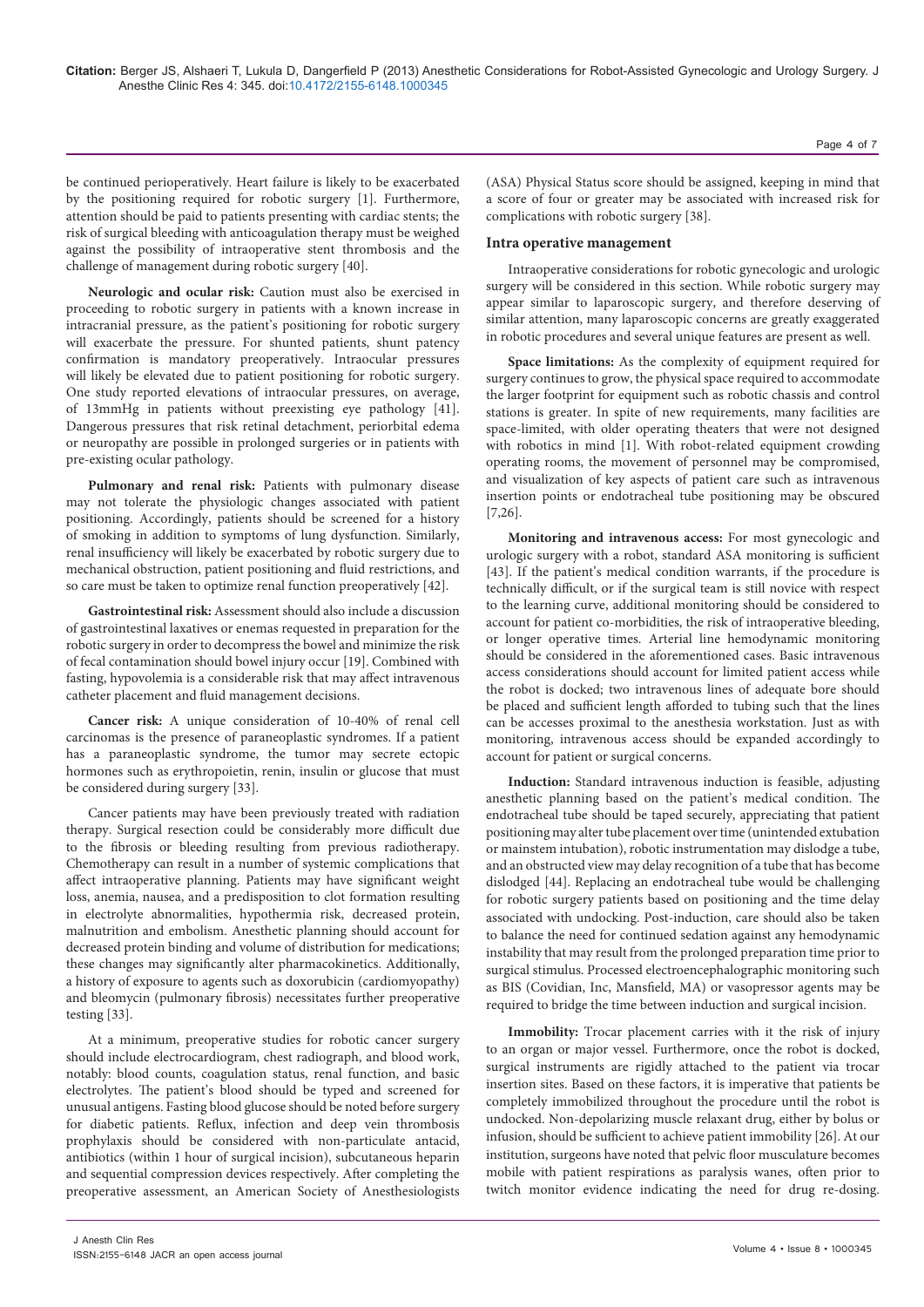be continued perioperatively. Heart failure is likely to be exacerbated by the positioning required for robotic surgery [1]. Furthermore, attention should be paid to patients presenting with cardiac stents; the risk of surgical bleeding with anticoagulation therapy must be weighed against the possibility of intraoperative stent thrombosis and the challenge of management during robotic surgery [40].

**Neurologic and ocular risk:** Caution must also be exercised in proceeding to robotic surgery in patients with a known increase in intracranial pressure, as the patient's positioning for robotic surgery will exacerbate the pressure. For shunted patients, shunt patency confirmation is mandatory preoperatively. Intraocular pressures will likely be elevated due to patient positioning for robotic surgery. One study reported elevations of intraocular pressures, on average, of 13mmHg in patients without preexisting eye pathology [41]. Dangerous pressures that risk retinal detachment, periorbital edema or neuropathy are possible in prolonged surgeries or in patients with pre-existing ocular pathology.

**Pulmonary and renal risk:** Patients with pulmonary disease may not tolerate the physiologic changes associated with patient positioning. Accordingly, patients should be screened for a history of smoking in addition to symptoms of lung dysfunction. Similarly, renal insufficiency will likely be exacerbated by robotic surgery due to mechanical obstruction, patient positioning and fluid restrictions, and so care must be taken to optimize renal function preoperatively [42].

**Gastrointestinal risk:** Assessment should also include a discussion of gastrointestinal laxatives or enemas requested in preparation for the robotic surgery in order to decompress the bowel and minimize the risk of fecal contamination should bowel injury occur [19]. Combined with fasting, hypovolemia is a considerable risk that may affect intravenous catheter placement and fluid management decisions.

**Cancer risk:** A unique consideration of 10-40% of renal cell carcinomas is the presence of paraneoplastic syndromes. If a patient has a paraneoplastic syndrome, the tumor may secrete ectopic hormones such as erythropoietin, renin, insulin or glucose that must be considered during surgery [33].

Cancer patients may have been previously treated with radiation therapy. Surgical resection could be considerably more difficult due to the fibrosis or bleeding resulting from previous radiotherapy. Chemotherapy can result in a number of systemic complications that affect intraoperative planning. Patients may have significant weight loss, anemia, nausea, and a predisposition to clot formation resulting in electrolyte abnormalities, hypothermia risk, decreased protein, malnutrition and embolism. Anesthetic planning should account for decreased protein binding and volume of distribution for medications; these changes may significantly alter pharmacokinetics. Additionally, a history of exposure to agents such as doxorubicin (cardiomyopathy) and bleomycin (pulmonary fibrosis) necessitates further preoperative testing [33].

At a minimum, preoperative studies for robotic cancer surgery should include electrocardiogram, chest radiograph, and blood work, notably: blood counts, coagulation status, renal function, and basic electrolytes. The patient's blood should be typed and screened for unusual antigens. Fasting blood glucose should be noted before surgery for diabetic patients. Reflux, infection and deep vein thrombosis prophylaxis should be considered with non-particulate antacid, antibiotics (within 1 hour of surgical incision), subcutaneous heparin and sequential compression devices respectively. After completing the preoperative assessment, an American Society of Anesthesiologists (ASA) Physical Status score should be assigned, keeping in mind that a score of four or greater may be associated with increased risk for complications with robotic surgery [38].

## Intra operative management

Intraoperative considerations for robotic gynecologic and urologic surgery will be considered in this section. While robotic surgery may appear similar to laparoscopic surgery, and therefore deserving of similar attention, many laparoscopic concerns are greatly exaggerated in robotic procedures and several unique features are present as well.

**Space limitations:** As the complexity of equipment required for surgery continues to grow, the physical space required to accommodate the larger footprint for equipment such as robotic chassis and control stations is greater. In spite of new requirements, many facilities are space-limited, with older operating theaters that were not designed with robotics in mind [1]. With robot-related equipment crowding operating rooms, the movement of personnel may be compromised, and visualization of key aspects of patient care such as intravenous insertion points or endotracheal tube positioning may be obscured [7,26].

**Monitoring and intravenous access:** For most gynecologic and urologic surgery with a robot, standard ASA monitoring is sufficient [43]. If the patient's medical condition warrants, if the procedure is technically difficult, or if the surgical team is still novice with respect to the learning curve, additional monitoring should be considered to account for patient co-morbidities, the risk of intraoperative bleeding, or longer operative times. Arterial line hemodynamic monitoring should be considered in the aforementioned cases. Basic intravenous access considerations should account for limited patient access while the robot is docked; two intravenous lines of adequate bore should be placed and sufficient length afforded to tubing such that the lines can be accesses proximal to the anesthesia workstation. Just as with monitoring, intravenous access should be expanded accordingly to account for patient or surgical concerns.

**Induction:** Standard intravenous induction is feasible, adjusting anesthetic planning based on the patient's medical condition. The endotracheal tube should be taped securely, appreciating that patient positioning may alter tube placement over time (unintended extubation or mainstem intubation), robotic instrumentation may dislodge a tube, and an obstructed view may delay recognition of a tube that has become dislodged [44]. Replacing an endotracheal tube would be challenging for robotic surgery patients based on positioning and the time delay associated with undocking. Post-induction, care should also be taken to balance the need for continued sedation against any hemodynamic instability that may result from the prolonged preparation time prior to surgical stimulus. Processed electroencephalographic monitoring such as BIS (Covidian, Inc, Mansfield, MA) or vasopressor agents may be required to bridge the time between induction and surgical incision.

**Immobility:** Trocar placement carries with it the risk of injury to an organ or major vessel. Furthermore, once the robot is docked, surgical instruments are rigidly attached to the patient via trocar insertion sites. Based on these factors, it is imperative that patients be completely immobilized throughout the procedure until the robot is undocked. Non-depolarizing muscle relaxant drug, either by bolus or infusion, should be sufficient to achieve patient immobility [26]. At our institution, surgeons have noted that pelvic floor musculature becomes mobile with patient respirations as paralysis wanes, often prior to twitch monitor evidence indicating the need for drug re-dosing.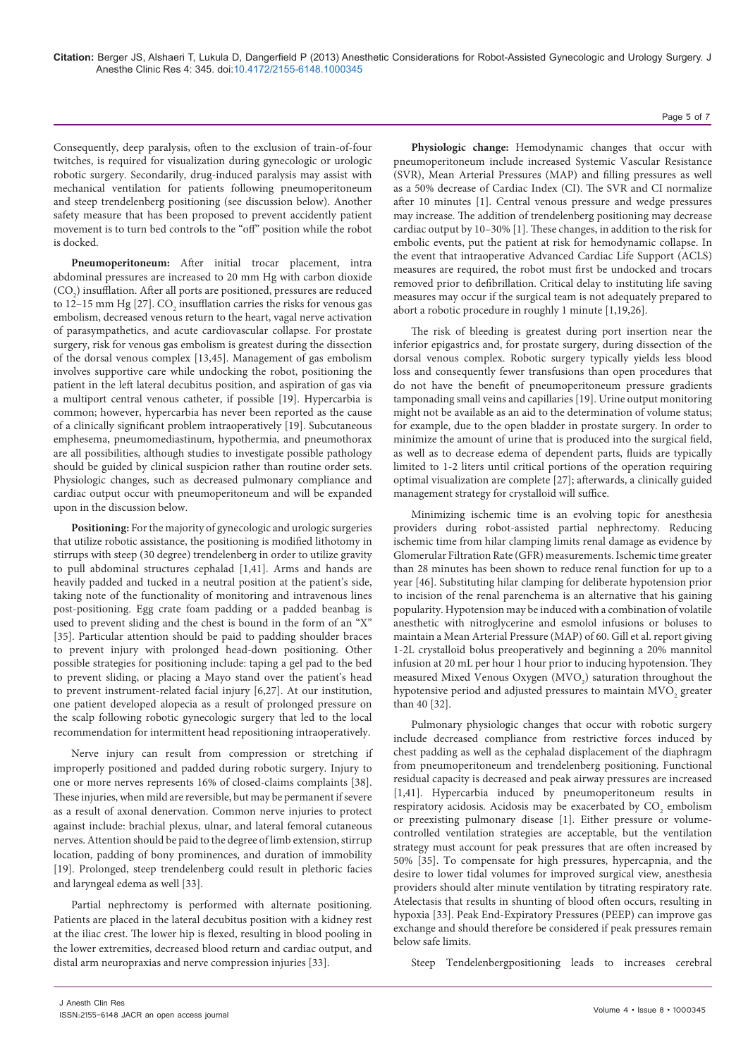Consequently, deep paralysis, often to the exclusion of train-of-four twitches, is required for visualization during gynecologic or urologic robotic surgery. Secondarily, drug-induced paralysis may assist with mechanical ventilation for patients following pneumoperitoneum and steep trendelenberg positioning (see discussion below). Another safety measure that has been proposed to prevent accidently patient movement is to turn bed controls to the "off" position while the robot is docked.

**Pneumoperitoneum:** After initial trocar placement, intra abdominal pressures are increased to 20 mm Hg with carbon dioxide ($CO_2$) insufflation. After all ports are positioned, pressures are reduced to 12–15 mm Hg [27]. $CO_2$ insufflation carries the risks for venous gas embolism, decreased venous return to the heart, vagal nerve activation of parasympathetics, and acute cardiovascular collapse. For prostate surgery, risk for venous gas embolism is greatest during the dissection of the dorsal venous complex [13,45]. Management of gas embolism involves supportive care while undocking the robot, positioning the patient in the left lateral decubitus position, and aspiration of gas via a multiport central venous catheter, if possible [19]. Hypercarbia is common; however, hypercarbia has never been reported as the cause of a clinically significant problem intraoperatively [19]. Subcutaneous emphesema, pneumomediastinum, hypothermia, and pneumothorax are all possibilities, although studies to investigate possible pathology should be guided by clinical suspicion rather than routine order sets. Physiologic changes, such as decreased pulmonary compliance and cardiac output occur with pneumoperitoneum and will be expanded upon in the discussion below.

**Positioning:** For the majority of gynecologic and urologic surgeries that utilize robotic assistance, the positioning is modified lithotomy in stirrups with steep (30 degree) trendelenberg in order to utilize gravity to pull abdominal structures cephalad [1,41]. Arms and hands are heavily padded and tucked in a neutral position at the patient's side, taking note of the functionality of monitoring and intravenous lines post-positioning. Egg crate foam padding or a padded beanbag is used to prevent sliding and the chest is bound in the form of an "X" [35]. Particular attention should be paid to padding shoulder braces to prevent injury with prolonged head-down positioning. Other possible strategies for positioning include: taping a gel pad to the bed to prevent sliding, or placing a Mayo stand over the patient's head to prevent instrument-related facial injury [6,27]. At our institution, one patient developed alopecia as a result of prolonged pressure on the scalp following robotic gynecologic surgery that led to the local recommendation for intermittent head repositioning intraoperatively.

Nerve injury can result from compression or stretching if improperly positioned and padded during robotic surgery. Injury to one or more nerves represents 16% of closed-claims complaints [38]. These injuries, when mild are reversible, but may be permanent if severe as a result of axonal denervation. Common nerve injuries to protect against include: brachial plexus, ulnar, and lateral femoral cutaneous nerves. Attention should be paid to the degree of limb extension, stirrup location, padding of bony prominences, and duration of immobility [19]. Prolonged, steep trendelenberg could result in plethoric facies and laryngeal edema as well [33].

Partial nephrectomy is performed with alternate positioning. Patients are placed in the lateral decubitus position with a kidney rest at the iliac crest. The lower hip is flexed, resulting in blood pooling in the lower extremities, decreased blood return and cardiac output, and distal arm neuropraxias and nerve compression injuries [33].

**Physiologic change:** Hemodynamic changes that occur with pneumoperitoneum include increased Systemic Vascular Resistance (SVR), Mean Arterial Pressures (MAP) and filling pressures as well as a 50% decrease of Cardiac Index (CI). The SVR and CI normalize after 10 minutes [1]. Central venous pressure and wedge pressures may increase. The addition of trendelenberg positioning may decrease cardiac output by 10–30% [1]. These changes, in addition to the risk for embolic events, put the patient at risk for hemodynamic collapse. In the event that intraoperative Advanced Cardiac Life Support (ACLS) measures are required, the robot must first be undocked and trocars removed prior to defibrillation. Critical delay to instituting life saving measures may occur if the surgical team is not adequately prepared to abort a robotic procedure in roughly 1 minute [1,19,26].

The risk of bleeding is greatest during port insertion near the inferior epigastrics and, for prostate surgery, during dissection of the dorsal venous complex. Robotic surgery typically yields less blood loss and consequently fewer transfusions than open procedures that do not have the benefit of pneumoperitoneum pressure gradients tamponading small veins and capillaries [19]. Urine output monitoring might not be available as an aid to the determination of volume status; for example, due to the open bladder in prostate surgery. In order to minimize the amount of urine that is produced into the surgical field, as well as to decrease edema of dependent parts, fluids are typically limited to 1-2 liters until critical portions of the operation requiring optimal visualization are complete [27]; afterwards, a clinically guided management strategy for crystalloid will suffice.

Minimizing ischemic time is an evolving topic for anesthesia providers during robot-assisted partial nephrectomy. Reducing ischemic time from hilar clamping limits renal damage as evidence by Glomerular Filtration Rate (GFR) measurements. Ischemic time greater than 28 minutes has been shown to reduce renal function for up to a year [46]. Substituting hilar clamping for deliberate hypotension prior to incision of the renal parenchema is an alternative that his gaining popularity. Hypotension may be induced with a combination of volatile anesthetic with nitroglycerine and esmolol infusions or boluses to maintain a Mean Arterial Pressure (MAP) of 60. Gill et al. report giving 1-2L crystalloid bolus preoperatively and beginning a 20% mannitol infusion at 20 mL per hour 1 hour prior to inducing hypotension. They measured Mixed Venous Oxygen ($MVO_2$) saturation throughout the hypotensive period and adjusted pressures to maintain $MVO_2$ greater than 40 [32].

Pulmonary physiologic changes that occur with robotic surgery include decreased compliance from restrictive forces induced by chest padding as well as the cephalad displacement of the diaphragm from pneumoperitoneum and trendelenberg positioning. Functional residual capacity is decreased and peak airway pressures are increased [1,41]. Hypercarbia induced by pneumoperitoneum results in respiratory acidosis. Acidosis may be exacerbated by $CO_2$ embolism or preexisting pulmonary disease [1]. Either pressure or volume-controlled ventilation strategies are acceptable, but the ventilation strategy must account for peak pressures that are often increased by 50% [35]. To compensate for high pressures, hypercapnia, and the desire to lower tidal volumes for improved surgical view, anesthesia providers should alter minute ventilation by titrating respiratory rate. Atelectasis that results in shunting of blood often occurs, resulting in hypoxia [33]. Peak End-Expiratory Pressures (PEEP) can improve gas exchange and should therefore be considered if peak pressures remain below safe limits.

Steep Tendelenbergpositioning leads to increases cerebral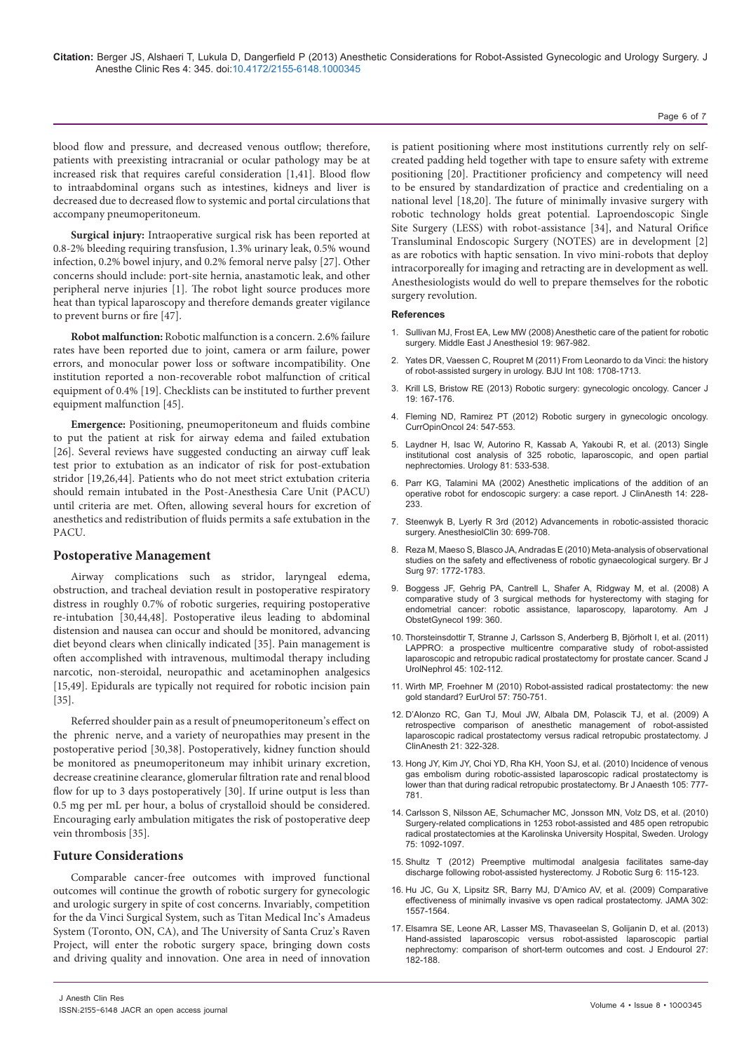blood flow and pressure, and decreased venous outflow; therefore, patients with preexisting intracranial or ocular pathology may be at increased risk that requires careful consideration [1,41]. Blood flow to intraabdominal organs such as intestines, kidneys and liver is decreased due to decreased flow to systemic and portal circulations that accompany pneumoperitoneum.

**Surgical injury:** Intraoperative surgical risk has been reported at 0.8-2% bleeding requiring transfusion, 1.3% urinary leak, 0.5% wound infection, 0.2% bowel injury, and 0.2% femoral nerve palsy [27]. Other concerns should include: port-site hernia, anastamotic leak, and other peripheral nerve injuries [1]. The robot light source produces more heat than typical laparoscopy and therefore demands greater vigilance to prevent burns or fire [47].

**Robot malfunction:** Robotic malfunction is a concern. 2.6% failure rates have been reported due to joint, camera or arm failure, power errors, and monocular power loss or software incompatibility. One institution reported a non-recoverable robot malfunction of critical equipment of 0.4% [19]. Checklists can be instituted to further prevent equipment malfunction [45].

**Emergence:** Positioning, pneumoperitoneum and fluids combine to put the patient at risk for airway edema and failed extubation [26]. Several reviews have suggested conducting an airway cuff leak test prior to extubation as an indicator of risk for post-extubation stridor [19,26,44]. Patients who do not meet strict extubation criteria should remain intubated in the Post-Anesthesia Care Unit (PACU) until criteria are met. Often, allowing several hours for excretion of anesthetics and redistribution of fluids permits a safe extubation in the PACU.

## Postoperative Management

Airway complications such as stridor, laryngeal edema, obstruction, and tracheal deviation result in postoperative respiratory distress in roughly 0.7% of robotic surgeries, requiring postoperative re-intubation [30,44,48]. Postoperative ileus leading to abdominal distension and nausea can occur and should be monitored, advancing diet beyond clears when clinically indicated [35]. Pain management is often accomplished with intravenous, multimodal therapy including narcotic, non-steroidal, neuropathic and acetaminophen analgesics [15,49]. Epidurals are typically not required for robotic incision pain [35].

Referred shoulder pain as a result of pneumoperitoneum's effect on the phrenic nerve, and a variety of neuropathies may present in the postoperative period [30,38]. Postoperatively, kidney function should be monitored as pneumoperitoneum may inhibit urinary excretion, decrease creatinine clearance, glomerular filtration rate and renal blood flow for up to 3 days postoperatively [30]. If urine output is less than 0.5 mg per mL per hour, a bolus of crystalloid should be considered. Encouraging early ambulation mitigates the risk of postoperative deep vein thrombosis [35].

## Future Considerations

Comparable cancer-free outcomes with improved functional outcomes will continue the growth of robotic surgery for gynecologic and urologic surgery in spite of cost concerns. Invariably, competition for the da Vinci Surgical System, such as Titan Medical Inc's Amadeus System (Toronto, ON, CA), and The University of Santa Cruz's Raven Project, will enter the robotic surgery space, bringing down costs and driving quality and innovation. One area in need of innovation is patient positioning where most institutions currently rely on self-created padding held together with tape to ensure safety with extreme positioning [20]. Practitioner proficiency and competency will need to be ensured by standardization of practice and credentialing on a national level [18,20]. The future of minimally invasive surgery with robotic technology holds great potential. Laproendoscopic Single Site Surgery (LESS) with robot-assistance [34], and Natural Orifice Transluminal Endoscopic Surgery (NOTES) are in development [2] as are robotics with haptic sensation. In vivo mini-robots that deploy intracorporeally for imaging and retracting are in development as well. Anesthesiologists would do well to prepare themselves for the robotic surgery revolution.

### References

1. Sullivan MJ, Frost EA, Lew MW (2008) Anesthetic care of the patient for robotic surgery. Middle East J Anesthesiol 19: 967-982.
2. Yates DR, Vaessen C, Roupret M (2011) From Leonardo to da Vinci: the history of robot-assisted surgery in urology. BJU Int 108: 1708-1713.
3. Krill LS, Bristow RE (2013) Robotic surgery: gynecologic oncology. Cancer J 19: 167-176.
4. Fleming ND, Ramirez PT (2012) Robotic surgery in gynecologic oncology. CurrOpinOncol 24: 547-553.
5. Laydner H, Isac W, Autorino R, Kassab A, Yakoubi R, et al. (2013) Single institutional cost analysis of 325 robotic, laparoscopic, and open partial nephrectomies. Urology 81: 533-538.
6. Parr KG, Talamini MA (2002) Anesthetic implications of the addition of an operative robot for endoscopic surgery: a case report. J ClinAnesth 14: 228-233.
7. Steenwyk B, Lyerly R 3rd (2012) Advancements in robotic-assisted thoracic surgery. AnesthesiolClin 30: 699-708.
8. Reza M, Maeso S, Blasco JA, Andradas E (2010) Meta-analysis of observational studies on the safety and effectiveness of robotic gynaecological surgery. Br J Surg 97: 1772-1783.
9. Boggess JF, Gehrig PA, Cantrell L, Shafer A, Ridgway M, et al. (2008) A comparative study of 3 surgical methods for hysterectomy with staging for endometrial cancer: robotic assistance, laparoscopy, laparotomy. Am J ObstetGynecol 199: 360.
10. Thorsteinsdottir T, Stranne J, Carlsson S, Anderberg B, Björholt I, et al. (2011) LAPPRO: a prospective multicentre comparative study of robot-assisted laparoscopic and retropubic radical prostatectomy for prostate cancer. Scand J UrolNephrol 45: 102-112.
11. Wirth MP, Froehner M (2010) Robot-assisted radical prostatectomy: the new gold standard? EurUrol 57: 750-751.
12. D'Alonzo RC, Gan TJ, Moul JW, Albala DM, Polascik TJ, et al. (2009) A retrospective comparison of anesthetic management of robot-assisted laparoscopic radical prostatectomy versus radical retropubic prostatectomy. J ClinAnesth 21: 322-328.
13. Hong JY, Kim JY, Choi YD, Rha KH, Yoon SJ, et al. (2010) Incidence of venous gas embolism during robotic-assisted laparoscopic radical prostatectomy is lower than that during radical retropubic prostatectomy. Br J Anaesth 105: 777-781.
14. Carlsson S, Nilsson AE, Schumacher MC, Jonsson MN, Volz DS, et al. (2010) Surgery-related complications in 1253 robot-assisted and 485 open retropubic radical prostatectomies at the Karolinska University Hospital, Sweden. Urology 75: 1092-1097.
15. Shultz T (2012) Preemptive multimodal analgesia facilitates same-day discharge following robot-assisted hysterectomy. J Robotic Surg 6: 115-123.
16. Hu JC, Gu X, Lipsitz SR, Barry MJ, D'Amico AV, et al. (2009) Comparative effectiveness of minimally invasive vs open radical prostatectomy. JAMA 302: 1557-1564.
17. Elsamra SE, Leone AR, Lasser MS, Thavaseelan S, Golijanin D, et al. (2013) Hand-assisted laparoscopic versus robot-assisted laparoscopic partial nephrectomy: comparison of short-term outcomes and cost. J Endourol 27: 182-188.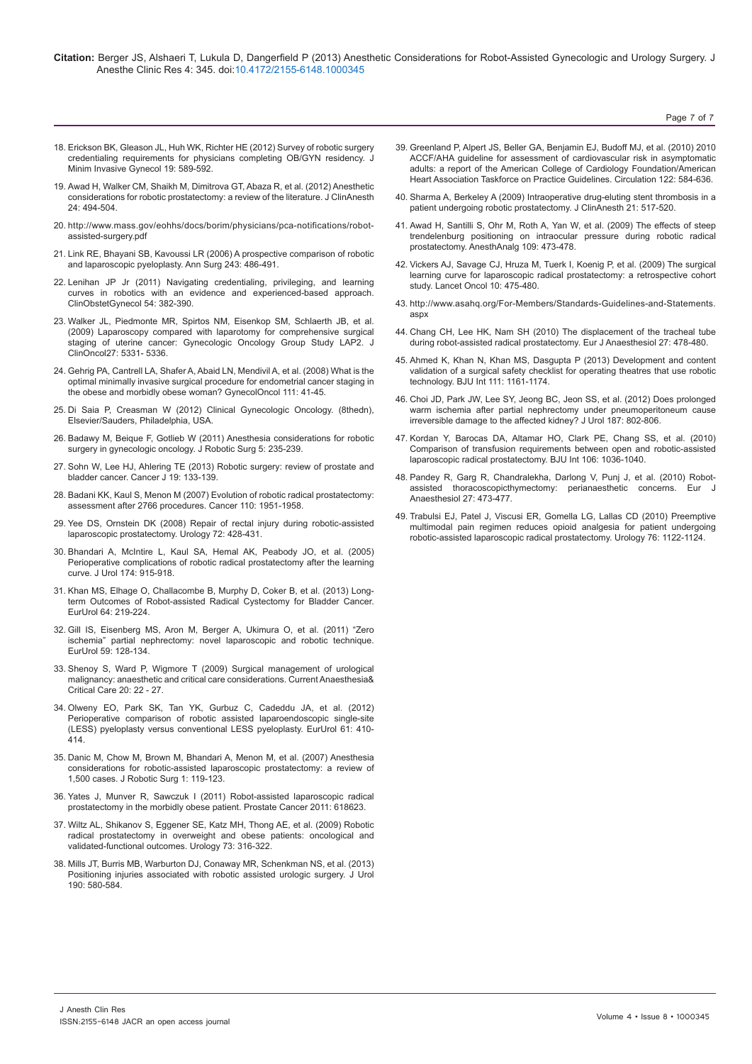18. Erickson BK, Gleason JL, Huh WK, Richter HE (2012) Survey of robotic surgery credentialing requirements for physicians completing OB/GYN residency. J Minim Invasive Gynecol 19: 589-592.
19. Awad H, Walker CM, Shaikh M, Dimitrova GT, Abaza R, et al. (2012) Anesthetic considerations for robotic prostatectomy: a review of the literature. J ClinAnesth 24: 494-504.
20. http://www.mass.gov/eohhs/docs/borim/physicians/pca-notifications/robot-assisted-surgery.pdf
21. Link RE, Bhayani SB, Kavoussi LR (2006) A prospective comparison of robotic and laparoscopic pyeloplasty. Ann Surg 243: 486-491.
22. Lenihan JP Jr (2011) Navigating credentialing, privileging, and learning curves in robotics with an evidence and experienced-based approach. ClinObstetGynecol 54: 382-390.
23. Walker JL, Piedmonte MR, Spirtos NM, Eisenkop SM, Schlaerth JB, et al. (2009) Laparoscopy compared with laparotomy for comprehensive surgical staging of uterine cancer: Gynecologic Oncology Group Study LAP2. J ClinOncol27: 5331- 5336.
24. Gehrig PA, Cantrell LA, Shafer A, Abaid LN, Mendivil A, et al. (2008) What is the optimal minimally invasive surgical procedure for endometrial cancer staging in the obese and morbidly obese woman? GynecolOncol 111: 41-45.
25. Di Saia P, Creasman W (2012) Clinical Gynecologic Oncology. (8thedn), Elsevier/Sauders, Philadelphia, USA.
26. Badawy M, Beique F, Gotlieb W (2011) Anesthesia considerations for robotic surgery in gynecologic oncology. J Robotic Surg 5: 235-239.
27. Sohn W, Lee HJ, Ahlering TE (2013) Robotic surgery: review of prostate and bladder cancer. Cancer J 19: 133-139.
28. Badani KK, Kaul S, Menon M (2007) Evolution of robotic radical prostatectomy: assessment after 2766 procedures. Cancer 110: 1951-1958.
29. Yee DS, Ornstein DK (2008) Repair of rectal injury during robotic-assisted laparoscopic prostatectomy. Urology 72: 428-431.
30. Bhandari A, McIntire L, Kaul SA, Hemal AK, Peabody JO, et al. (2005) Perioperative complications of robotic radical prostatectomy after the learning curve. J Urol 174: 915-918.
31. Khan MS, Elhage O, Challacombe B, Murphy D, Coker B, et al. (2013) Long-term Outcomes of Robot-assisted Radical Cystectomy for Bladder Cancer. EurUrol 64: 219-224.
32. Gill IS, Eisenberg MS, Aron M, Berger A, Ukimura O, et al. (2011) "Zero ischemia" partial nephrectomy: novel laparoscopic and robotic technique. EurUrol 59: 128-134.
33. Shenoy S, Ward P, Wigmore T (2009) Surgical management of urological malignancy: anaesthetic and critical care considerations. Current Anaesthesia& Critical Care 20: 22 - 27.
34. Olweny EO, Park SK, Tan YK, Gurbuz C, Cadeddu JA, et al. (2012) Perioperative comparison of robotic assisted laparoendoscopic single-site (LESS) pyeloplasty versus conventional LESS pyeloplasty. EurUrol 61: 410-414.
35. Danic M, Chow M, Brown M, Bhandari A, Menon M, et al. (2007) Anesthesia considerations for robotic-assisted laparoscopic prostatectomy: a review of 1,500 cases. J Robotic Surg 1: 119-123.
36. Yates J, Munver R, Sawczuk I (2011) Robot-assisted laparoscopic radical prostatectomy in the morbidly obese patient. Prostate Cancer 2011: 618623.
37. Wiltz AL, Shikanov S, Eggener SE, Katz MH, Thong AE, et al. (2009) Robotic radical prostatectomy in overweight and obese patients: oncological and validated-functional outcomes. Urology 73: 316-322.
38. Mills JT, Burris MB, Warburton DJ, Conaway MR, Schenkman NS, et al. (2013) Positioning injuries associated with robotic assisted urologic surgery. J Urol 190: 580-584.
39. Greenland P, Alpert JS, Beller GA, Benjamin EJ, Budoff MJ, et al. (2010) 2010 ACCF/AHA guideline for assessment of cardiovascular risk in asymptomatic adults: a report of the American College of Cardiology Foundation/American Heart Association Taskforce on Practice Guidelines. Circulation 122: 584-636.
40. Sharma A, Berkeley A (2009) Intraoperative drug-eluting stent thrombosis in a patient undergoing robotic prostatectomy. J ClinAnesth 21: 517-520.
41. Awad H, Santilli S, Ohr M, Roth A, Yan W, et al. (2009) The effects of steep trendelenburg positioning on intraocular pressure during robotic radical prostatectomy. AnesthAnalg 109: 473-478.
42. Vickers AJ, Savage CJ, Hruza M, Tuerk I, Koenig P, et al. (2009) The surgical learning curve for laparoscopic radical prostatectomy: a retrospective cohort study. Lancet Oncol 10: 475-480.
43. http://www.asahq.org/For-Members/Standards-Guidelines-and-Statements.aspx
44. Chang CH, Lee HK, Nam SH (2010) The displacement of the tracheal tube during robot-assisted radical prostatectomy. Eur J Anaesthesiol 27: 478-480.
45. Ahmed K, Khan N, Khan MS, Dasgupta P (2013) Development and content validation of a surgical safety checklist for operating theatres that use robotic technology. BJU Int 111: 1161-1174.
46. Choi JD, Park JW, Lee SY, Jeong BC, Jeon SS, et al. (2012) Does prolonged warm ischemia after partial nephrectomy under pneumoperitoneum cause irreversible damage to the affected kidney? J Urol 187: 802-806.
47. Kordan Y, Barocas DA, Altamar HO, Clark PE, Chang SS, et al. (2010) Comparison of transfusion requirements between open and robotic-assisted laparoscopic radical prostatectomy. BJU Int 106: 1036-1040.
48. Pandey R, Garg R, Chandralekha, Darlong V, Punj J, et al. (2010) Robot-assisted thoracoscopicthymectomy: perianaesthetic concerns. Eur J Anaesthesiol 27: 473-477.
49. Trabulsi EJ, Patel J, Viscusi ER, Gomella LG, Lallas CD (2010) Preemptive multimodal pain regimen reduces opioid analgesia for patient undergoing robotic-assisted laparoscopic radical prostatectomy. Urology 76: 1122-1124.